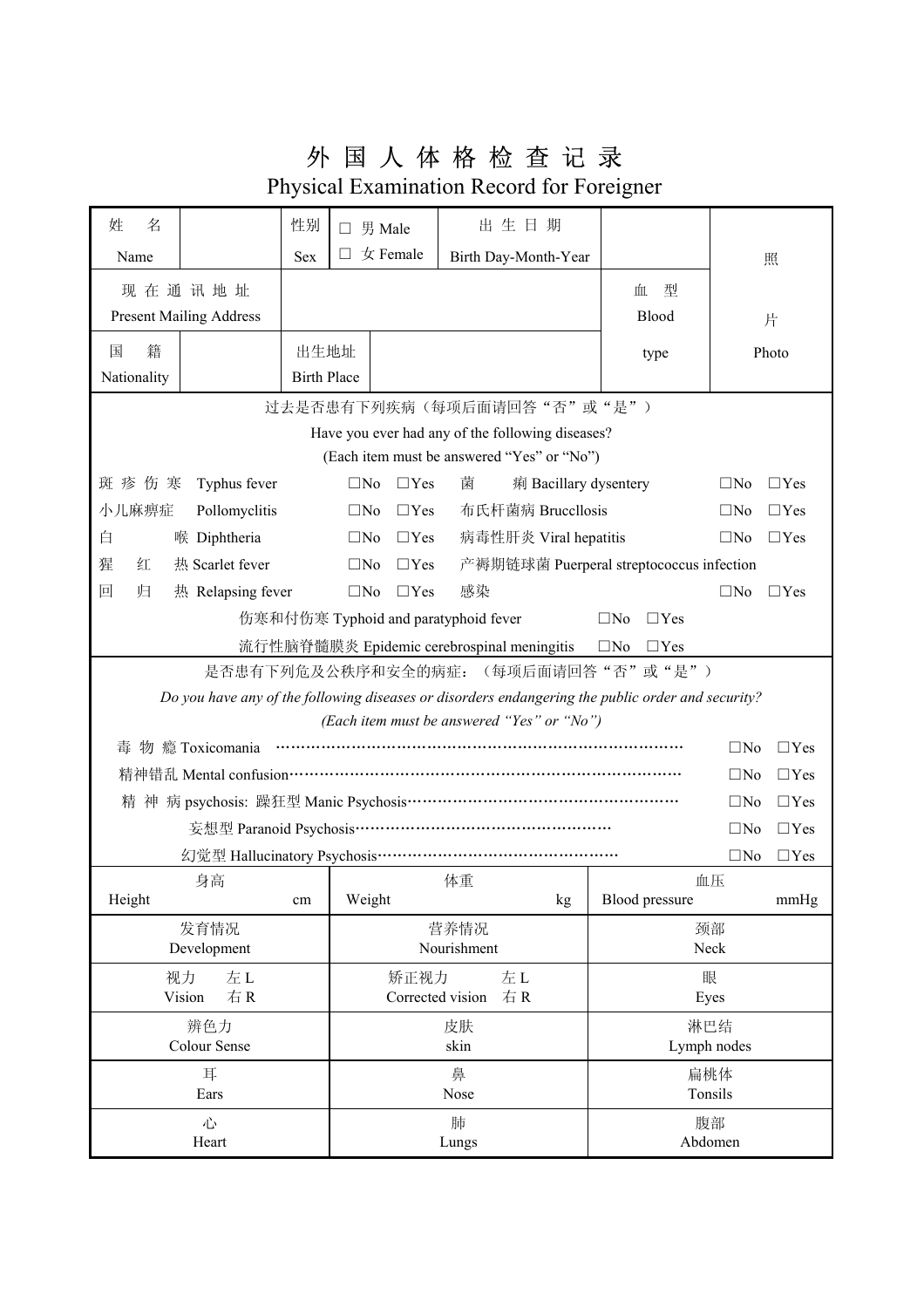# 外 国 人 体 格 检 查 记 录

## Physical Examination Record for Foreigner

| 姓　名 Name | | 性别 Sex | □ 男 Male □ 女 Female | 出 生 日 期 Birth Day-Month-Year | | 照片 Photo |
|---|---|---|---|---|---|---|
| 现 在 通 讯 地 址 Present Mailing Address | | | | | 血　型 Blood type | |
| 国　籍 Nationality | | 出生地址 Birth Place | | | | |

过去是否患有下列疾病（每项后面请回答"否"或"是"）

Have you ever had any of the following diseases?

(Each item must be answered "Yes" or "No")

| | | | |
|---|---|---|---|
| 斑 疹 伤 寒　Typhus fever | □No　□Yes | 菌　　痢 Bacillary dysentery | □No　□Yes |
| 小儿麻痹症　Pollomyclitis | □No　□Yes | 布氏杆菌病 Brucllosis | □No　□Yes |
| 白　　喉 Diphtheria | □No　□Yes | 病毒性肝炎 Viral hepatitis | □No　□Yes |
| 猩　红　热 Scarlet fever | □No　□Yes | 产褥期链球菌 Puerperal streptococcus infection 感染 | □No　□Yes |
| 回　归　热 Relapsing fever | □No　□Yes | | |
| 伤寒和付伤寒 Typhoid and paratyphoid fever | □No　□Yes | | |
| 流行性脑脊髓膜炎 Epidemic cerebrospinal meningitis | □No　□Yes | | |

是否患有下列危及公秩序和安全的病症：（每项后面请回答"否"或"是"）

*Do you have any of the following diseases or disorders endangering the public order and security?*

*(Each item must be answered "Yes" or "No")*

| | |
|---|---|
| 毒 物 瘾 Toxicomania | □No　□Yes |
| 精神错乱 Mental confusion | □No　□Yes |
| 精 神 病 psychosis: 躁狂型 Manic Psychosis | □No　□Yes |
| 妄想型 Paranoid Psychosis | □No　□Yes |
| 幻觉型 Hallucinatory Psychosis | □No　□Yes |

| | | |
|---|---|---|
| 身高 Height　　cm | 体重 Weight　　kg | 血压 Blood pressure　　mmHg |
| 发育情况 Development | 营养情况 Nourishment | 颈部 Neck |
| 视力 Vision　左 L　右 R | 矫正视力 Corrected vision　左 L　右 R | 眼 Eyes |
| 辨色力 Colour Sense | 皮肤 skin | 淋巴结 Lymph nodes |
| 耳 Ears | 鼻 Nose | 扁桃体 Tonsils |
| 心 Heart | 肺 Lungs | 腹部 Abdomen |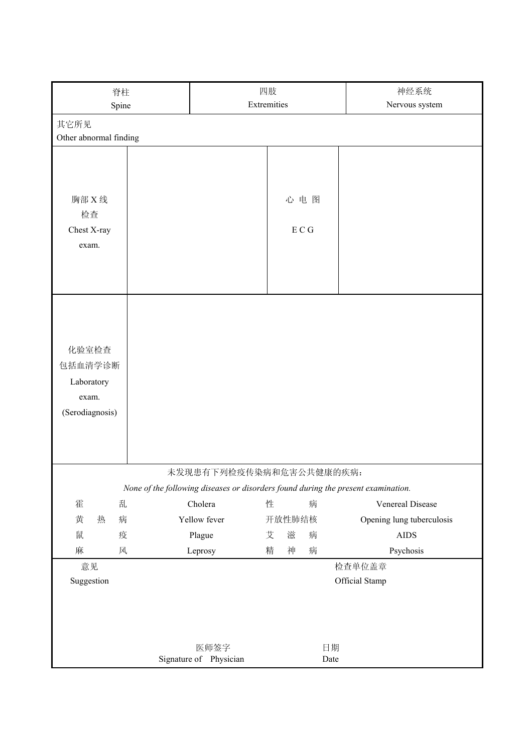| 脊柱<br>Spine | 四肢<br>Extremities | 神经系统<br>Nervous system |
|---|---|---|

| 其它所见<br>Other abnormal finding |
|---|

| 胸部X线<br>检查<br>Chest X-ray<br>exam. | | 心 电 图<br><br>E C G | |
|---|---|---|---|

| 化验室检查<br>包括血清学诊断<br>Laboratory<br>exam.<br>(Serodiagnosis) | |
|---|---|

未发现患有下列检疫传染病和危害公共健康的疾病：

*None of the following diseases or disorders found during the present examination.*

| | | | |
|---|---|---|---|
| 霍乱 | Cholera | 性病 | Venereal Disease |
| 黄热病 | Yellow fever | 开放性肺结核 | Opening lung tuberculosis |
| 鼠疫 | Plague | 艾滋病 | AIDS |
| 麻风 | Leprosy | 精神病 | Psychosis |

意见
Suggestion

检查单位盖章
Official Stamp

医师签字
Signature of Physician

日期
Date